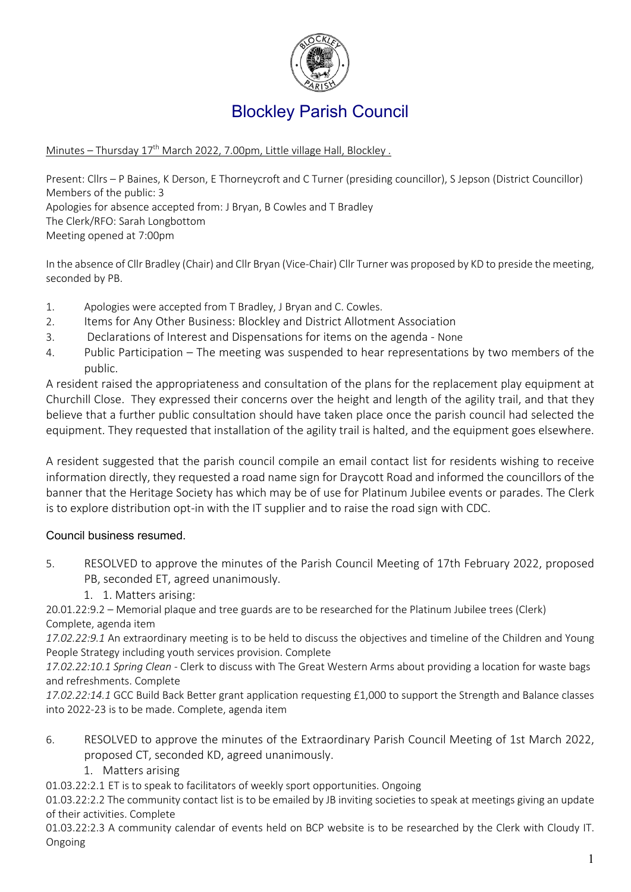# Blockley Parish Council

Minutes – Thursday 17th March 2022, 7.00pm, Little village Hall, Blockley .

Present: Cllrs – P Baines, K Derson, E Thorneycroft and C Turner (presiding councillor), S Jepson (District Councillor)
Members of the public: 3
Apologies for absence accepted from: J Bryan, B Cowles and T Bradley
The Clerk/RFO: Sarah Longbottom
Meeting opened at 7:00pm

In the absence of Cllr Bradley (Chair) and Cllr Bryan (Vice-Chair) Cllr Turner was proposed by KD to preside the meeting, seconded by PB.

1. Apologies were accepted from T Bradley, J Bryan and C. Cowles.
2. Items for Any Other Business: Blockley and District Allotment Association
3. Declarations of Interest and Dispensations for items on the agenda - None
4. Public Participation – The meeting was suspended to hear representations by two members of the public.

A resident raised the appropriateness and consultation of the plans for the replacement play equipment at Churchill Close. They expressed their concerns over the height and length of the agility trail, and that they believe that a further public consultation should have taken place once the parish council had selected the equipment. They requested that installation of the agility trail is halted, and the equipment goes elsewhere.

A resident suggested that the parish council compile an email contact list for residents wishing to receive information directly, they requested a road name sign for Draycott Road and informed the councillors of the banner that the Heritage Society has which may be of use for Platinum Jubilee events or parades. The Clerk is to explore distribution opt-in with the IT supplier and to raise the road sign with CDC.

Council business resumed.

5. RESOLVED to approve the minutes of the Parish Council Meeting of 17th February 2022, proposed PB, seconded ET, agreed unanimously.
   1. 1. Matters arising:

20.01.22:9.2 – Memorial plaque and tree guards are to be researched for the Platinum Jubilee trees (Clerk) Complete, agenda item

*17.02.22:9.1* An extraordinary meeting is to be held to discuss the objectives and timeline of the Children and Young People Strategy including youth services provision. Complete

*17.02.22:10.1 Spring Clean* - Clerk to discuss with The Great Western Arms about providing a location for waste bags and refreshments. Complete

*17.02.22:14.1* GCC Build Back Better grant application requesting £1,000 to support the Strength and Balance classes into 2022-23 is to be made. Complete, agenda item

6. RESOLVED to approve the minutes of the Extraordinary Parish Council Meeting of 1st March 2022, proposed CT, seconded KD, agreed unanimously.
   1. Matters arising

01.03.22:2.1 ET is to speak to facilitators of weekly sport opportunities. Ongoing

01.03.22:2.2 The community contact list is to be emailed by JB inviting societies to speak at meetings giving an update of their activities. Complete

01.03.22:2.3 A community calendar of events held on BCP website is to be researched by the Clerk with Cloudy IT. Ongoing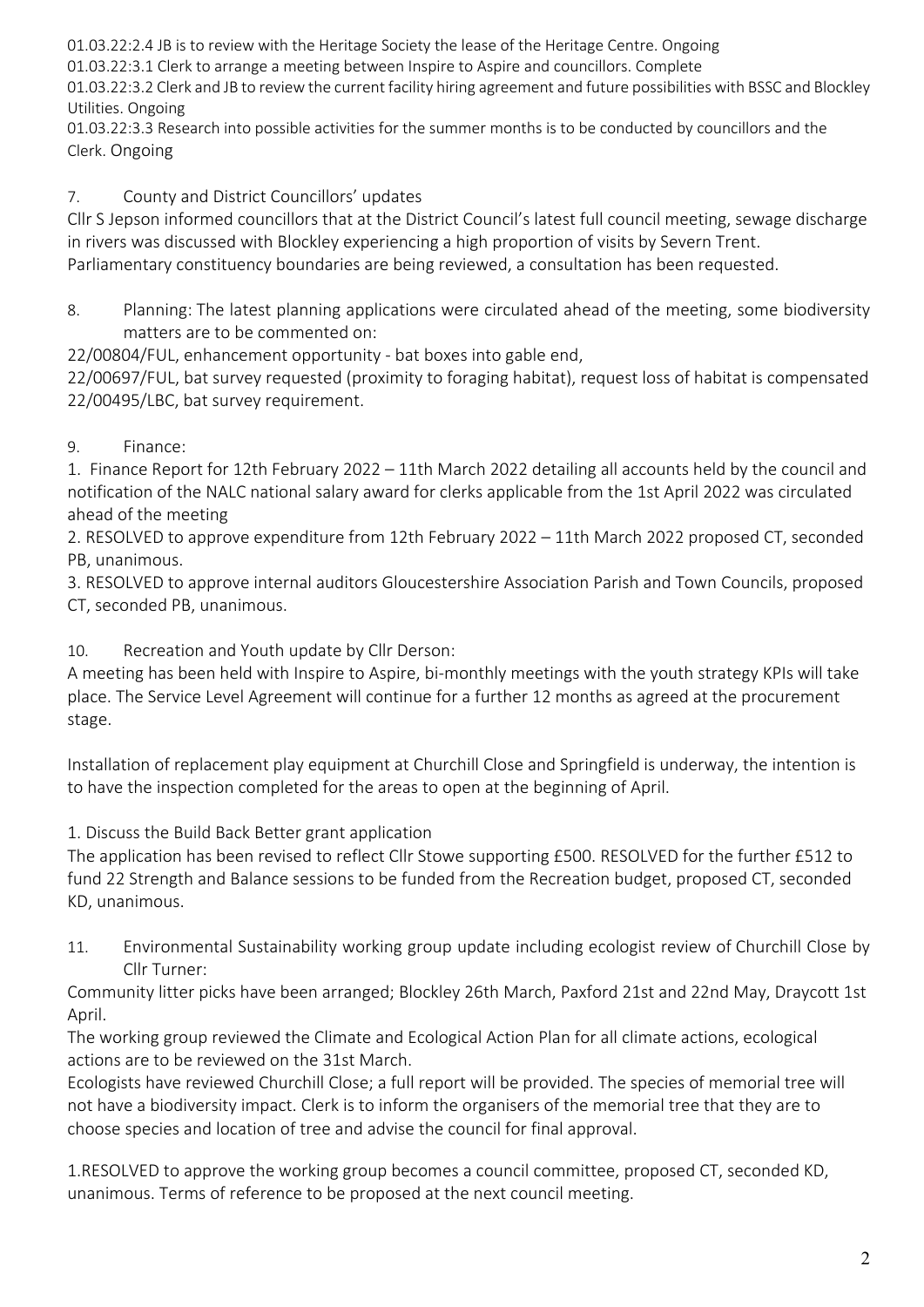01.03.22:2.4 JB is to review with the Heritage Society the lease of the Heritage Centre. Ongoing

01.03.22:3.1 Clerk to arrange a meeting between Inspire to Aspire and councillors. Complete

01.03.22:3.2 Clerk and JB to review the current facility hiring agreement and future possibilities with BSSC and Blockley Utilities. Ongoing

01.03.22:3.3 Research into possible activities for the summer months is to be conducted by councillors and the Clerk. Ongoing

7. County and District Councillors' updates

Cllr S Jepson informed councillors that at the District Council's latest full council meeting, sewage discharge in rivers was discussed with Blockley experiencing a high proportion of visits by Severn Trent.
Parliamentary constituency boundaries are being reviewed, a consultation has been requested.

8. Planning: The latest planning applications were circulated ahead of the meeting, some biodiversity matters are to be commented on:

22/00804/FUL, enhancement opportunity - bat boxes into gable end,
22/00697/FUL, bat survey requested (proximity to foraging habitat), request loss of habitat is compensated
22/00495/LBC, bat survey requirement.

9. Finance:

1. Finance Report for 12th February 2022 – 11th March 2022 detailing all accounts held by the council and notification of the NALC national salary award for clerks applicable from the 1st April 2022 was circulated ahead of the meeting
2. RESOLVED to approve expenditure from 12th February 2022 – 11th March 2022 proposed CT, seconded PB, unanimous.
3. RESOLVED to approve internal auditors Gloucestershire Association Parish and Town Councils, proposed CT, seconded PB, unanimous.

10. Recreation and Youth update by Cllr Derson:

A meeting has been held with Inspire to Aspire, bi-monthly meetings with the youth strategy KPIs will take place. The Service Level Agreement will continue for a further 12 months as agreed at the procurement stage.

Installation of replacement play equipment at Churchill Close and Springfield is underway, the intention is to have the inspection completed for the areas to open at the beginning of April.

1. Discuss the Build Back Better grant application

The application has been revised to reflect Cllr Stowe supporting £500. RESOLVED for the further £512 to fund 22 Strength and Balance sessions to be funded from the Recreation budget, proposed CT, seconded KD, unanimous.

11. Environmental Sustainability working group update including ecologist review of Churchill Close by Cllr Turner:

Community litter picks have been arranged; Blockley 26th March, Paxford 21st and 22nd May, Draycott 1st April.
The working group reviewed the Climate and Ecological Action Plan for all climate actions, ecological actions are to be reviewed on the 31st March.
Ecologists have reviewed Churchill Close; a full report will be provided. The species of memorial tree will not have a biodiversity impact. Clerk is to inform the organisers of the memorial tree that they are to choose species and location of tree and advise the council for final approval.

1.RESOLVED to approve the working group becomes a council committee, proposed CT, seconded KD, unanimous. Terms of reference to be proposed at the next council meeting.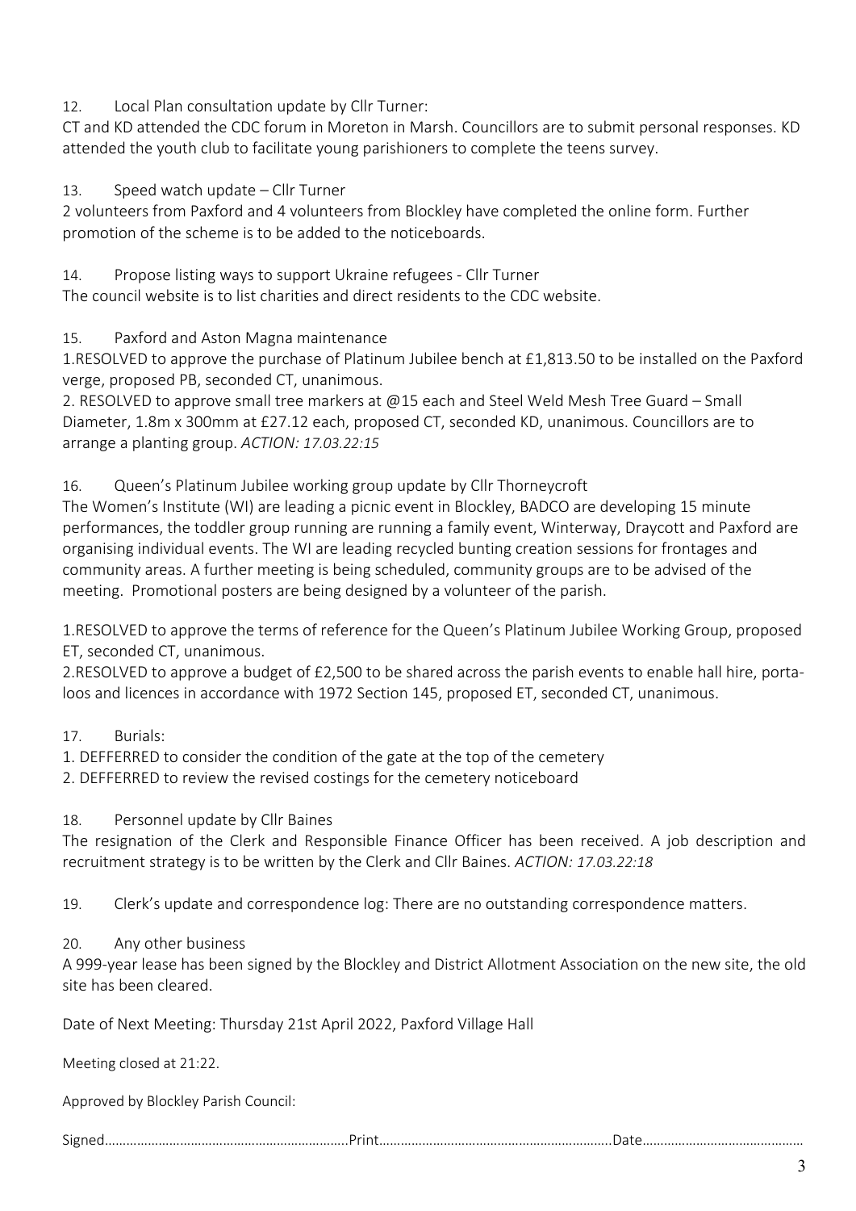12. Local Plan consultation update by Cllr Turner:

CT and KD attended the CDC forum in Moreton in Marsh. Councillors are to submit personal responses. KD attended the youth club to facilitate young parishioners to complete the teens survey.

13. Speed watch update – Cllr Turner

2 volunteers from Paxford and 4 volunteers from Blockley have completed the online form. Further promotion of the scheme is to be added to the noticeboards.

14. Propose listing ways to support Ukraine refugees - Cllr Turner

The council website is to list charities and direct residents to the CDC website.

15. Paxford and Aston Magna maintenance

1.RESOLVED to approve the purchase of Platinum Jubilee bench at £1,813.50 to be installed on the Paxford verge, proposed PB, seconded CT, unanimous.

2. RESOLVED to approve small tree markers at @15 each and Steel Weld Mesh Tree Guard – Small Diameter, 1.8m x 300mm at £27.12 each, proposed CT, seconded KD, unanimous. Councillors are to arrange a planting group. *ACTION: 17.03.22:15*

16. Queen's Platinum Jubilee working group update by Cllr Thorneycroft

The Women's Institute (WI) are leading a picnic event in Blockley, BADCO are developing 15 minute performances, the toddler group running are running a family event, Winterway, Draycott and Paxford are organising individual events. The WI are leading recycled bunting creation sessions for frontages and community areas. A further meeting is being scheduled, community groups are to be advised of the meeting. Promotional posters are being designed by a volunteer of the parish.

1.RESOLVED to approve the terms of reference for the Queen's Platinum Jubilee Working Group, proposed ET, seconded CT, unanimous.

2.RESOLVED to approve a budget of £2,500 to be shared across the parish events to enable hall hire, porta-loos and licences in accordance with 1972 Section 145, proposed ET, seconded CT, unanimous.

17. Burials:

1. DEFFERRED to consider the condition of the gate at the top of the cemetery
2. DEFFERRED to review the revised costings for the cemetery noticeboard

18. Personnel update by Cllr Baines

The resignation of the Clerk and Responsible Finance Officer has been received. A job description and recruitment strategy is to be written by the Clerk and Cllr Baines. *ACTION: 17.03.22:18*

19. Clerk's update and correspondence log: There are no outstanding correspondence matters.

20. Any other business

A 999-year lease has been signed by the Blockley and District Allotment Association on the new site, the old site has been cleared.

Date of Next Meeting: Thursday 21st April 2022, Paxford Village Hall

Meeting closed at 21:22.

Approved by Blockley Parish Council:

Signed………………………………………………………….Print……………………………………………………….Date……………………………………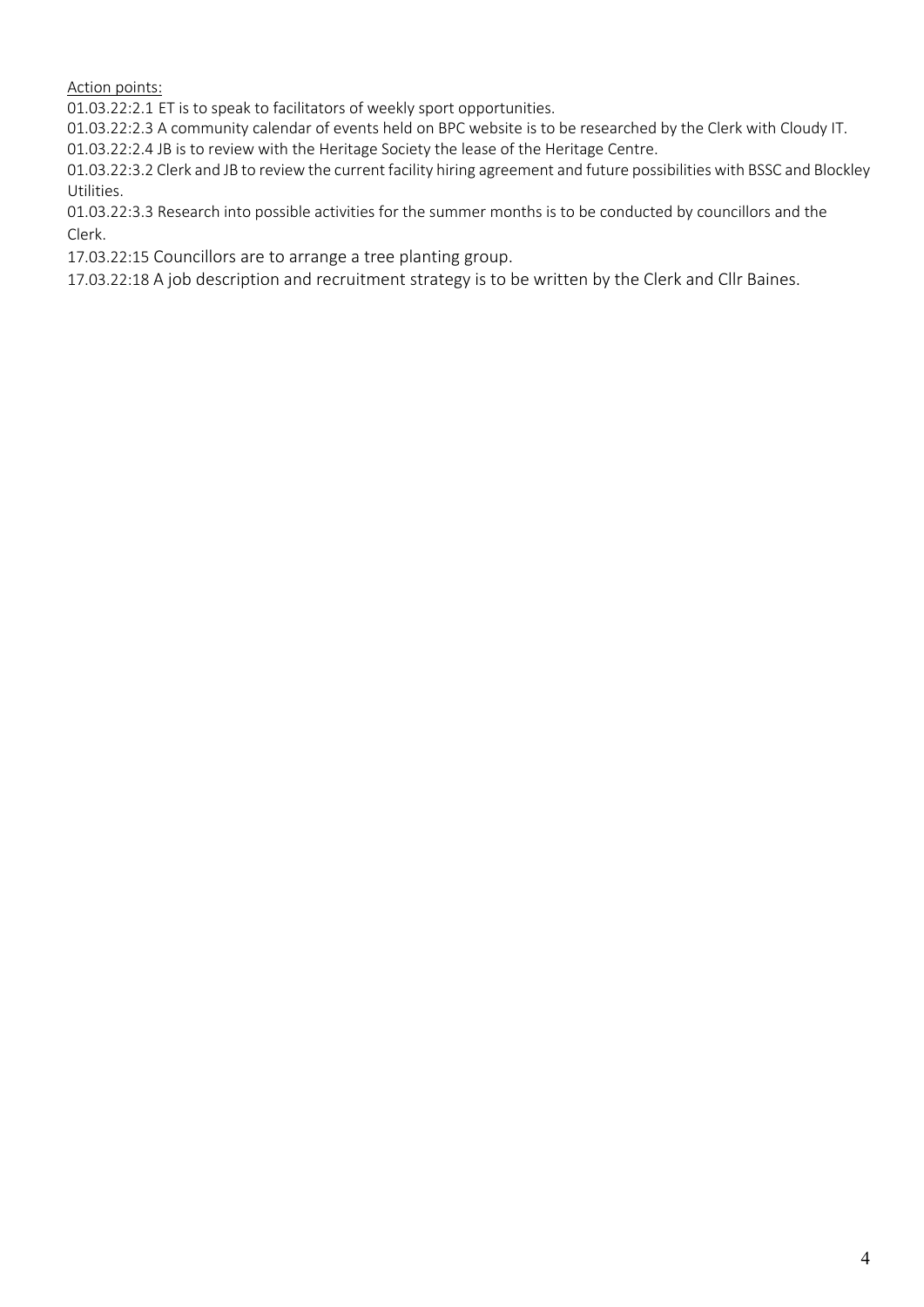Action points:

01.03.22:2.1 ET is to speak to facilitators of weekly sport opportunities.

01.03.22:2.3 A community calendar of events held on BPC website is to be researched by the Clerk with Cloudy IT.

01.03.22:2.4 JB is to review with the Heritage Society the lease of the Heritage Centre.

01.03.22:3.2 Clerk and JB to review the current facility hiring agreement and future possibilities with BSSC and Blockley Utilities.

01.03.22:3.3 Research into possible activities for the summer months is to be conducted by councillors and the Clerk.

17.03.22:15 Councillors are to arrange a tree planting group.

17.03.22:18 A job description and recruitment strategy is to be written by the Clerk and Cllr Baines.